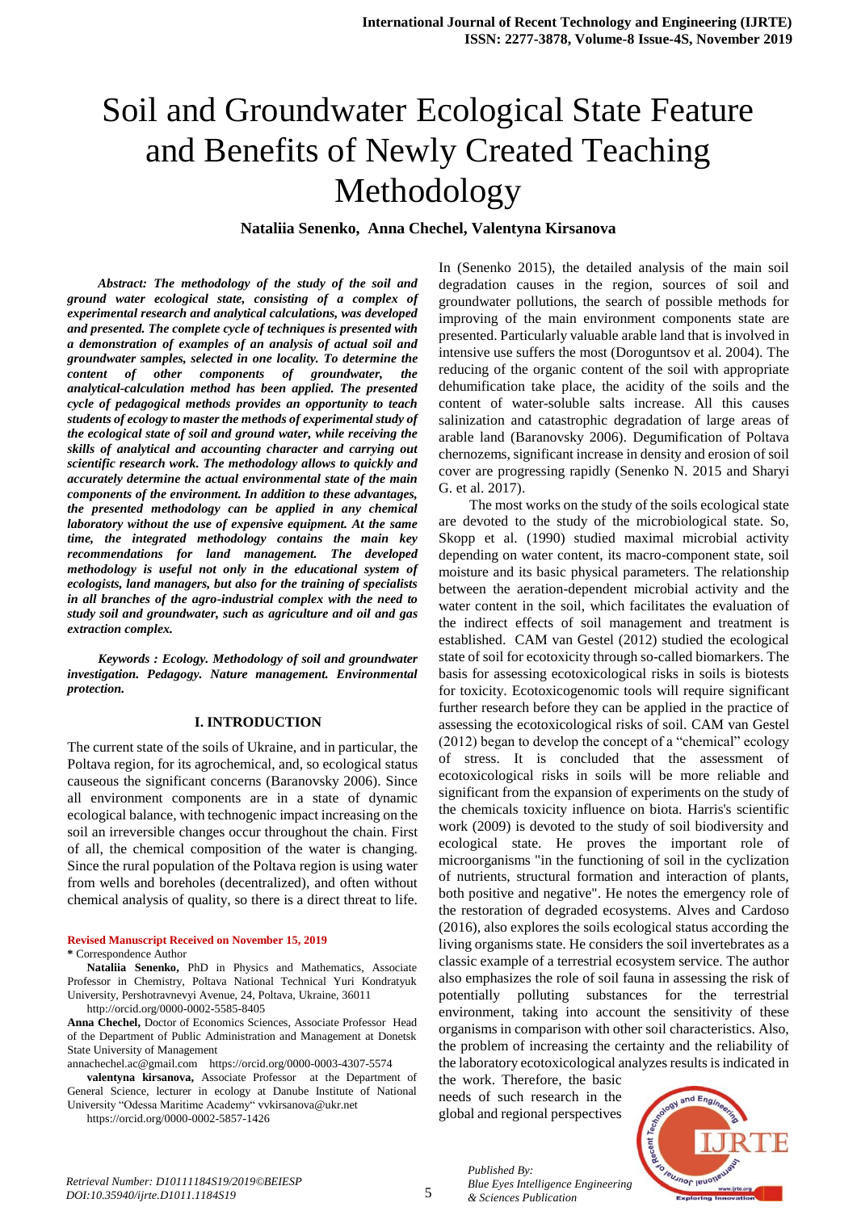# Soil and Groundwater Ecological State Feature and Benefits of Newly Created Teaching Methodology

**Nataliia Senenko, Anna Chechel, Valentyna Kirsanova**

***Abstract: The methodology of the study of the soil and ground water ecological state, consisting of a complex of experimental research and analytical calculations, was developed and presented. The complete cycle of techniques is presented with a demonstration of examples of an analysis of actual soil and groundwater samples, selected in one locality. To determine the content of other components of groundwater, the analytical-calculation method has been applied. The presented cycle of pedagogical methods provides an opportunity to teach students of ecology to master the methods of experimental study of the ecological state of soil and ground water, while receiving the skills of analytical and accounting character and carrying out scientific research work. The methodology allows to quickly and accurately determine the actual environmental state of the main components of the environment. In addition to these advantages, the presented methodology can be applied in any chemical laboratory without the use of expensive equipment. At the same time, the integrated methodology contains the main key recommendations for land management. The developed methodology is useful not only in the educational system of ecologists, land managers, but also for the training of specialists in all branches of the agro-industrial complex with the need to study soil and groundwater, such as agriculture and oil and gas extraction complex.***

***Keywords : Ecology. Methodology of soil and groundwater investigation. Pedagogy. Nature management. Environmental protection.***

## I. INTRODUCTION

The current state of the soils of Ukraine, and in particular, the Poltava region, for its agrochemical, and, so ecological status causeous the significant concerns (Baranovsky 2006). Since all environment components are in a state of dynamic ecological balance, with technogenic impact increasing on the soil an irreversible changes occur throughout the chain. First of all, the chemical composition of the water is changing. Since the rural population of the Poltava region is using water from wells and boreholes (decentralized), and often without chemical analysis of quality, so there is a direct threat to life.

In (Senenko 2015), the detailed analysis of the main soil degradation causes in the region, sources of soil and groundwater pollutions, the search of possible methods for improving of the main environment components state are presented. Particularly valuable arable land that is involved in intensive use suffers the most (Doroguntsov et al. 2004). The reducing of the organic content of the soil with appropriate dehumification take place, the acidity of the soils and the content of water-soluble salts increase. All this causes salinization and catastrophic degradation of large areas of arable land (Baranovsky 2006). Degumification of Poltava chernozems, significant increase in density and erosion of soil cover are progressing rapidly (Senenko N. 2015 and Sharyi G. et al. 2017).

The most works on the study of the soils ecological state are devoted to the study of the microbiological state. So, Skopp et al. (1990) studied maximal microbial activity depending on water content, its macro-component state, soil moisture and its basic physical parameters. The relationship between the aeration-dependent microbial activity and the water content in the soil, which facilitates the evaluation of the indirect effects of soil management and treatment is established. CAM van Gestel (2012) studied the ecological state of soil for ecotoxicity through so-called biomarkers. The basis for assessing ecotoxicological risks in soils is biotests for toxicity. Ecotoxicogenomic tools will require significant further research before they can be applied in the practice of assessing the ecotoxicological risks of soil. CAM van Gestel (2012) began to develop the concept of a "chemical" ecology of stress. It is concluded that the assessment of ecotoxicological risks in soils will be more reliable and significant from the expansion of experiments on the study of the chemicals toxicity influence on biota. Harris's scientific work (2009) is devoted to the study of soil biodiversity and ecological state. He proves the important role of microorganisms "in the functioning of soil in the cyclization of nutrients, structural formation and interaction of plants, both positive and negative". He notes the emergency role of the restoration of degraded ecosystems. Alves and Cardoso (2016), also explores the soils ecological status according the living organisms state. He considers the soil invertebrates as a classic example of a terrestrial ecosystem service. The author also emphasizes the role of soil fauna in assessing the risk of potentially polluting substances for the terrestrial environment, taking into account the sensitivity of these organisms in comparison with other soil characteristics. Also, the problem of increasing the certainty and the reliability of the laboratory ecotoxicological analyzes results is indicated in the work. Therefore, the basic needs of such research in the global and regional perspectives

**Revised Manuscript Received on November 15, 2019**

**\*** Correspondence Author

**Nataliia Senenko,** PhD in Physics and Mathematics, Associate Professor in Chemistry, Poltava National Technical Yuri Kondratyuk University, Pershotravnevyi Avenue, 24, Poltava, Ukraine, 36011 http://orcid.org/0000-0002-5585-8405

**Anna Chechel,** Doctor of Economics Sciences, Associate Professor Head of the Department of Public Administration and Management at Donetsk State University of Management annachechel.ac@gmail.com https://orcid.org/0000-0003-4307-5574

**valentyna kirsanova,** Associate Professor at the Department of General Science, lecturer in ecology at Danube Institute of National University "Odessa Maritime Academy" vvkirsanova@ukr.net https://orcid.org/0000-0002-5857-1426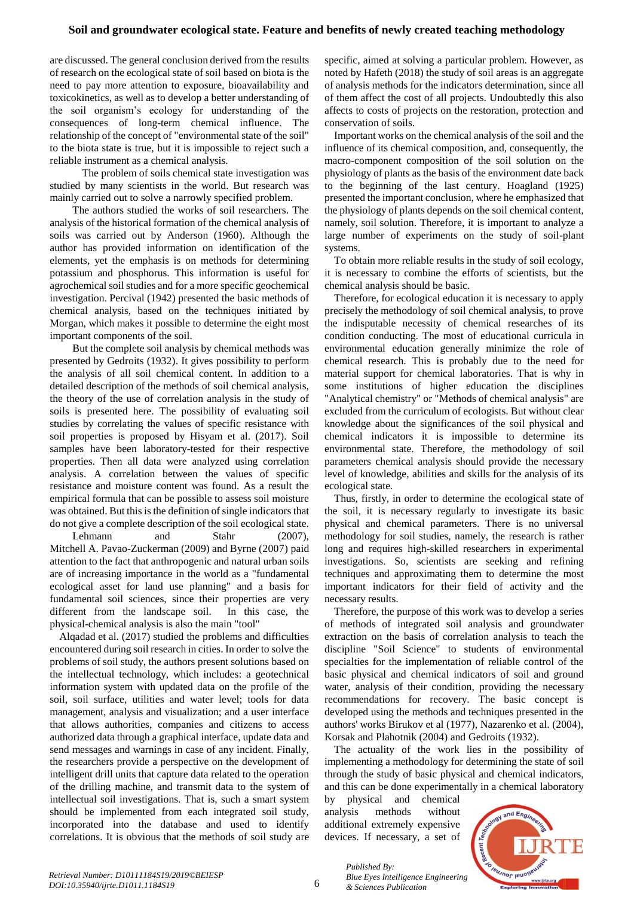are discussed. The general conclusion derived from the results of research on the ecological state of soil based on biota is the need to pay more attention to exposure, bioavailability and toxicokinetics, as well as to develop a better understanding of the soil organism's ecology for understanding of the consequences of long-term chemical influence. The relationship of the concept of "environmental state of the soil" to the biota state is true, but it is impossible to reject such a reliable instrument as a chemical analysis.

The problem of soils chemical state investigation was studied by many scientists in the world. But research was mainly carried out to solve a narrowly specified problem.

The authors studied the works of soil researchers. The analysis of the historical formation of the chemical analysis of soils was carried out by Anderson (1960). Although the author has provided information on identification of the elements, yet the emphasis is on methods for determining potassium and phosphorus. This information is useful for agrochemical soil studies and for a more specific geochemical investigation. Percival (1942) presented the basic methods of chemical analysis, based on the techniques initiated by Morgan, which makes it possible to determine the eight most important components of the soil.

But the complete soil analysis by chemical methods was presented by Gedroits (1932). It gives possibility to perform the analysis of all soil chemical content. In addition to a detailed description of the methods of soil chemical analysis, the theory of the use of correlation analysis in the study of soils is presented here. The possibility of evaluating soil studies by correlating the values of specific resistance with soil properties is proposed by Hisyam et al. (2017). Soil samples have been laboratory-tested for their respective properties. Then all data were analyzed using correlation analysis. A correlation between the values of specific resistance and moisture content was found. As a result the empirical formula that can be possible to assess soil moisture was obtained. But this is the definition of single indicators that do not give a complete description of the soil ecological state.

Lehmann and Stahr (2007), Mitchell A. Pavao-Zuckerman (2009) and Byrne (2007) paid attention to the fact that anthropogenic and natural urban soils are of increasing importance in the world as a "fundamental ecological asset for land use planning" and a basis for fundamental soil sciences, since their properties are very different from the landscape soil. In this case, the physical-chemical analysis is also the main "tool"

Alqadad et al. (2017) studied the problems and difficulties encountered during soil research in cities. In order to solve the problems of soil study, the authors present solutions based on the intellectual technology, which includes: a geotechnical information system with updated data on the profile of the soil, soil surface, utilities and water level; tools for data management, analysis and visualization; and a user interface that allows authorities, companies and citizens to access authorized data through a graphical interface, update data and send messages and warnings in case of any incident. Finally, the researchers provide a perspective on the development of intelligent drill units that capture data related to the operation of the drilling machine, and transmit data to the system of intellectual soil investigations. That is, such a smart system should be implemented from each integrated soil study, incorporated into the database and used to identify correlations. It is obvious that the methods of soil study are specific, aimed at solving a particular problem. However, as noted by Hafeth (2018) the study of soil areas is an aggregate of analysis methods for the indicators determination, since all of them affect the cost of all projects. Undoubtedly this also affects to costs of projects on the restoration, protection and conservation of soils.

Important works on the chemical analysis of the soil and the influence of its chemical composition, and, consequently, the macro-component composition of the soil solution on the physiology of plants as the basis of the environment date back to the beginning of the last century. Hoagland (1925) presented the important conclusion, where he emphasized that the physiology of plants depends on the soil chemical content, namely, soil solution. Therefore, it is important to analyze a large number of experiments on the study of soil-plant systems.

To obtain more reliable results in the study of soil ecology, it is necessary to combine the efforts of scientists, but the chemical analysis should be basic.

Therefore, for ecological education it is necessary to apply precisely the methodology of soil chemical analysis, to prove the indisputable necessity of chemical researches of its condition conducting. The most of educational curricula in environmental education generally minimize the role of chemical research. This is probably due to the need for material support for chemical laboratories. That is why in some institutions of higher education the disciplines "Analytical chemistry" or "Methods of chemical analysis" are excluded from the curriculum of ecologists. But without clear knowledge about the significances of the soil physical and chemical indicators it is impossible to determine its environmental state. Therefore, the methodology of soil parameters chemical analysis should provide the necessary level of knowledge, abilities and skills for the analysis of its ecological state.

Thus, firstly, in order to determine the ecological state of the soil, it is necessary regularly to investigate its basic physical and chemical parameters. There is no universal methodology for soil studies, namely, the research is rather long and requires high-skilled researchers in experimental investigations. So, scientists are seeking and refining techniques and approximating them to determine the most important indicators for their field of activity and the necessary results.

Therefore, the purpose of this work was to develop a series of methods of integrated soil analysis and groundwater extraction on the basis of correlation analysis to teach the discipline "Soil Science" to students of environmental specialties for the implementation of reliable control of the basic physical and chemical indicators of soil and ground water, analysis of their condition, providing the necessary recommendations for recovery. The basic concept is developed using the methods and techniques presented in the authors' works Birukov et al (1977), Nazarenko et al. (2004), Korsak and Plahotnik (2004) and Gedroits (1932).

The actuality of the work lies in the possibility of implementing a methodology for determining the state of soil through the study of basic physical and chemical indicators, and this can be done experimentally in a chemical laboratory by physical and chemical analysis methods without additional extremely expensive devices. If necessary, a set of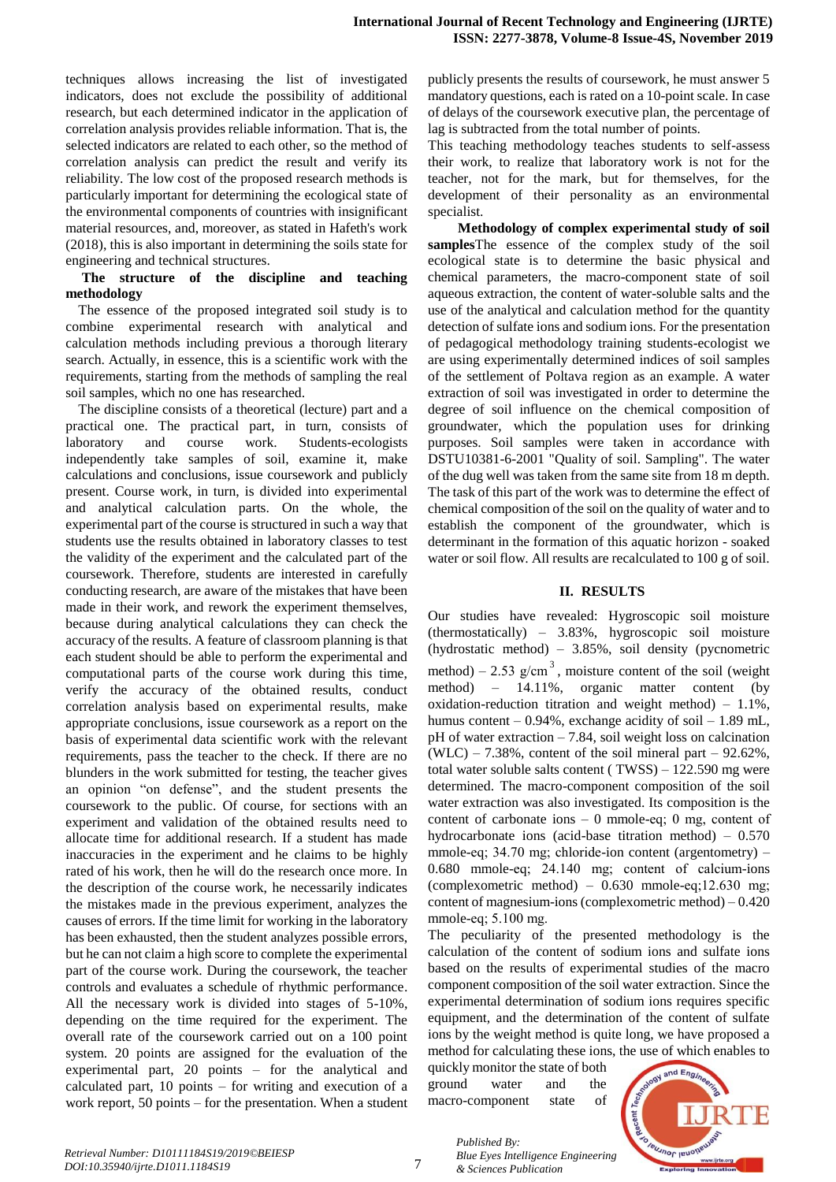techniques allows increasing the list of investigated indicators, does not exclude the possibility of additional research, but each determined indicator in the application of correlation analysis provides reliable information. That is, the selected indicators are related to each other, so the method of correlation analysis can predict the result and verify its reliability. The low cost of the proposed research methods is particularly important for determining the ecological state of the environmental components of countries with insignificant material resources, and, moreover, as stated in Hafeth's work (2018), this is also important in determining the soils state for engineering and technical structures.

**The structure of the discipline and teaching methodology**

The essence of the proposed integrated soil study is to combine experimental research with analytical and calculation methods including previous a thorough literary search. Actually, in essence, this is a scientific work with the requirements, starting from the methods of sampling the real soil samples, which no one has researched.

The discipline consists of a theoretical (lecture) part and a practical one. The practical part, in turn, consists of laboratory and course work. Students-ecologists independently take samples of soil, examine it, make calculations and conclusions, issue coursework and publicly present. Course work, in turn, is divided into experimental and analytical calculation parts. On the whole, the experimental part of the course is structured in such a way that students use the results obtained in laboratory classes to test the validity of the experiment and the calculated part of the coursework. Therefore, students are interested in carefully conducting research, are aware of the mistakes that have been made in their work, and rework the experiment themselves, because during analytical calculations they can check the accuracy of the results. A feature of classroom planning is that each student should be able to perform the experimental and computational parts of the course work during this time, verify the accuracy of the obtained results, conduct correlation analysis based on experimental results, make appropriate conclusions, issue coursework as a report on the basis of experimental data scientific work with the relevant requirements, pass the teacher to the check. If there are no blunders in the work submitted for testing, the teacher gives an opinion "on defense", and the student presents the coursework to the public. Of course, for sections with an experiment and validation of the obtained results need to allocate time for additional research. If a student has made inaccuracies in the experiment and he claims to be highly rated of his work, then he will do the research once more. In the description of the course work, he necessarily indicates the mistakes made in the previous experiment, analyzes the causes of errors. If the time limit for working in the laboratory has been exhausted, then the student analyzes possible errors, but he can not claim a high score to complete the experimental part of the course work. During the coursework, the teacher controls and evaluates a schedule of rhythmic performance. All the necessary work is divided into stages of 5-10%, depending on the time required for the experiment. The overall rate of the coursework carried out on a 100 point system. 20 points are assigned for the evaluation of the experimental part, 20 points – for the analytical and calculated part, 10 points – for writing and execution of a work report, 50 points – for the presentation. When a student publicly presents the results of coursework, he must answer 5 mandatory questions, each is rated on a 10-point scale. In case of delays of the coursework executive plan, the percentage of lag is subtracted from the total number of points.

This teaching methodology teaches students to self-assess their work, to realize that laboratory work is not for the teacher, not for the mark, but for themselves, for the development of their personality as an environmental specialist.

**Methodology of complex experimental study of soil samples**The essence of the complex study of the soil ecological state is to determine the basic physical and chemical parameters, the macro-component state of soil aqueous extraction, the content of water-soluble salts and the use of the analytical and calculation method for the quantity detection of sulfate ions and sodium ions. For the presentation of pedagogical methodology training students-ecologist we are using experimentally determined indices of soil samples of the settlement of Poltava region as an example. A water extraction of soil was investigated in order to determine the degree of soil influence on the chemical composition of groundwater, which the population uses for drinking purposes. Soil samples were taken in accordance with DSTU10381-6-2001 "Quality of soil. Sampling". The water of the dug well was taken from the same site from 18 m depth. The task of this part of the work was to determine the effect of chemical composition of the soil on the quality of water and to establish the component of the groundwater, which is determinant in the formation of this aquatic horizon - soaked water or soil flow. All results are recalculated to 100 g of soil.

## II. RESULTS

Our studies have revealed: Hygroscopic soil moisture (thermostatically) – 3.83%, hygroscopic soil moisture (hydrostatic method) – 3.85%, soil density (pycnometric method) – 2.53 g/cm$^3$, moisture content of the soil (weight method) – 14.11%, organic matter content (by oxidation-reduction titration and weight method) – 1.1%, humus content – 0.94%, exchange acidity of soil – 1.89 mL, pH of water extraction – 7.84, soil weight loss on calcination (WLC) – 7.38%, content of the soil mineral part – 92.62%, total water soluble salts content ( TWSS) – 122.590 mg were determined. The macro-component composition of the soil water extraction was also investigated. Its composition is the content of carbonate ions – 0 mmole-eq; 0 mg, content of hydrocarbonate ions (acid-base titration method) – 0.570 mmole-eq; 34.70 mg; chloride-ion content (argentometry) – 0.680 mmole-eq; 24.140 mg; content of calcium-ions (complexometric method) – 0.630 mmole-eq;12.630 mg; content of magnesium-ions (complexometric method) – 0.420 mmole-eq; 5.100 mg.

The peculiarity of the presented methodology is the calculation of the content of sodium ions and sulfate ions based on the results of experimental studies of the macro component composition of the soil water extraction. Since the experimental determination of sodium ions requires specific equipment, and the determination of the content of sulfate ions by the weight method is quite long, we have proposed a method for calculating these ions, the use of which enables to quickly monitor the state of both ground water and the macro-component state of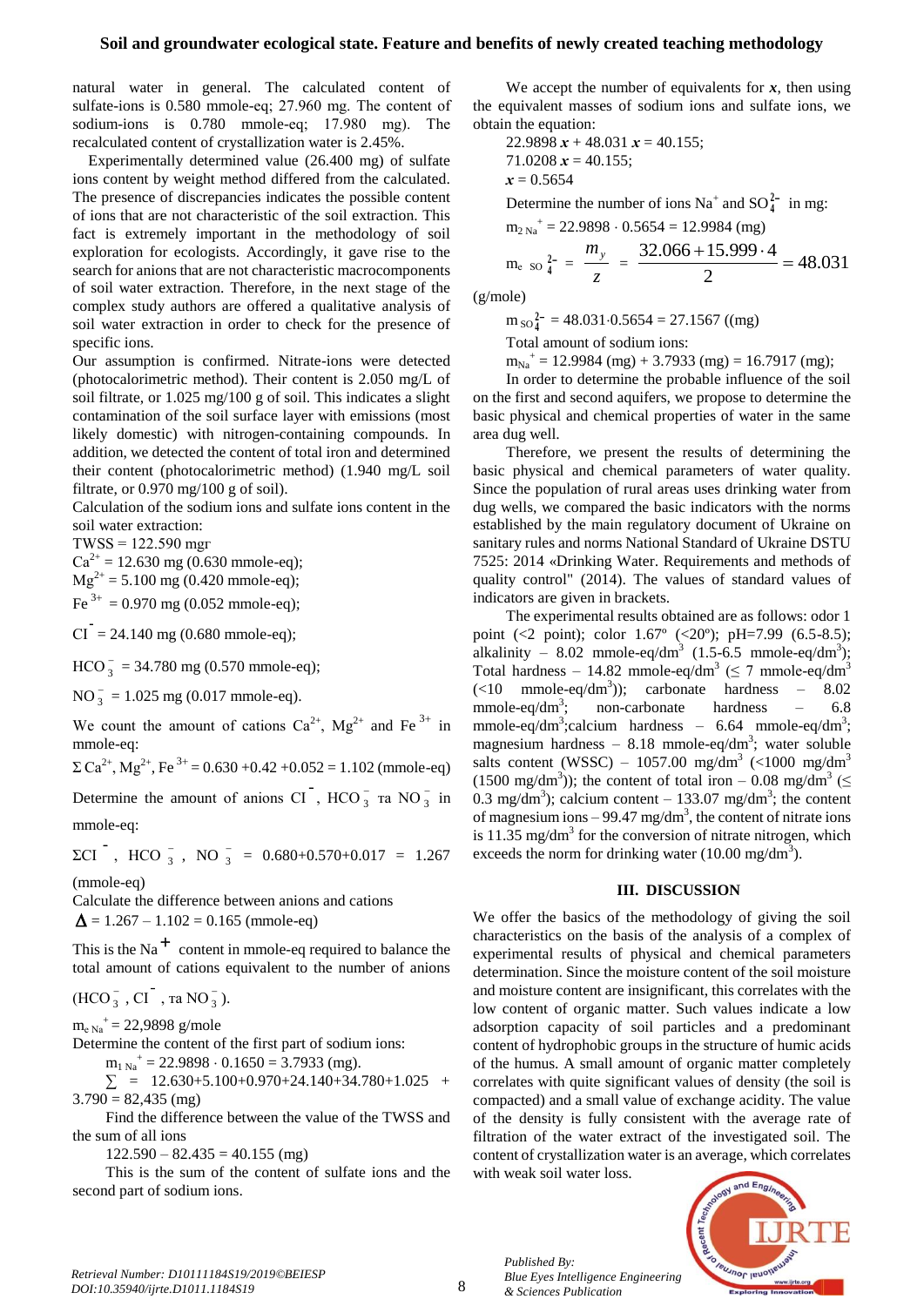natural water in general. The calculated content of sulfate-ions is 0.580 mmole-eq; 27.960 mg. The content of sodium-ions is 0.780 mmole-eq; 17.980 mg). The recalculated content of crystallization water is 2.45%.

Experimentally determined value (26.400 mg) of sulfate ions content by weight method differed from the calculated. The presence of discrepancies indicates the possible content of ions that are not characteristic of the soil extraction. This fact is extremely important in the methodology of soil exploration for ecologists. Accordingly, it gave rise to the search for anions that are not characteristic macrocomponents of soil water extraction. Therefore, in the next stage of the complex study authors are offered a qualitative analysis of soil water extraction in order to check for the presence of specific ions.

Our assumption is confirmed. Nitrate-ions were detected (photocalorimetric method). Their content is 2.050 mg/L of soil filtrate, or 1.025 mg/100 g of soil. This indicates a slight contamination of the soil surface layer with emissions (most likely domestic) with nitrogen-containing compounds. In addition, we detected the content of total iron and determined their content (photocalorimetric method) (1.940 mg/L soil filtrate, or 0.970 mg/100 g of soil).

Calculation of the sodium ions and sulfate ions content in the soil water extraction:

TWSS = 122.590 mgr

$Ca^{2+}$ = 12.630 mg (0.630 mmole-eq);

$Mg^{2+}$ = 5.100 mg (0.420 mmole-eq);

$Fe^{3+}$ = 0.970 mg (0.052 mmole-eq);

$Cl^{-}$ = 24.140 mg (0.680 mmole-eq);

$HCO_3^{-}$ = 34.780 mg (0.570 mmole-eq);

$NO_3^{-}$ = 1.025 mg (0.017 mmole-eq).

We count the amount of cations $Ca^{2+}$, $Mg^{2+}$ and $Fe^{3+}$ in mmole-eq:

$\Sigma$ $Ca^{2+}$, $Mg^{2+}$, $Fe^{3+}$ = 0.630 +0.42 +0.052 = 1.102 (mmole-eq)

Determine the amount of anions $Cl^{-}$, $HCO_3^{-}$ та $NO_3^{-}$ in mmole-eq:

$\Sigma$$Cl^{-}$, $HCO_3^{-}$, $NO_3^{-}$ = 0.680+0.570+0.017 = 1.267 (mmole-eq)

Calculate the difference between anions and cations

$\Delta$ = 1.267 – 1.102 = 0.165 (mmole-eq)

This is the $Na^{+}$ content in mmole-eq required to balance the total amount of cations equivalent to the number of anions ($HCO_3^{-}$, $Cl^{-}$, та $NO_3^{-}$).

$m_{e\,Na^+}$ = 22,9898 g/mole

Determine the content of the first part of sodium ions:

$m_{1\,Na^+}$ = 22.9898 · 0.1650 = 3.7933 (mg).

$\sum$ = 12.630+5.100+0.970+24.140+34.780+1.025 + 3.790 = 82,435 (mg)

Find the difference between the value of the TWSS and the sum of all ions

122.590 – 82.435 = 40.155 (mg)

This is the sum of the content of sulfate ions and the second part of sodium ions.

We accept the number of equivalents for $x$, then using the equivalent masses of sodium ions and sulfate ions, we obtain the equation:

22.9898 $x$ + 48.031 $x$ = 40.155;

71.0208 $x$ = 40.155;

$x$ = 0.5654

Determine the number of ions $Na^{+}$ and $SO_4^{2-}$ in mg:

$m_{2\,Na^+}$ = 22.9898 · 0.5654 = 12.9984 (mg)

$$m_{e\ SO_4^{2-}} = \frac{m_y}{z} = \frac{32.066 + 15.999 \cdot 4}{2} = 48.031$$ (g/mole)

$m_{SO_4^{2-}}$ = 48.031·0.5654 = 27.1567 ((mg)

Total amount of sodium ions:

$m_{Na^+}$ = 12.9984 (mg) + 3.7933 (mg) = 16.7917 (mg);

In order to determine the probable influence of the soil on the first and second aquifers, we propose to determine the basic physical and chemical properties of water in the same area dug well.

Therefore, we present the results of determining the basic physical and chemical parameters of water quality. Since the population of rural areas uses drinking water from dug wells, we compared the basic indicators with the norms established by the main regulatory document of Ukraine on sanitary rules and norms National Standard of Ukraine DSTU 7525: 2014 «Drinking Water. Requirements and methods of quality control" (2014). The values of standard values of indicators are given in brackets.

The experimental results obtained are as follows: odor 1 point (<2 point); color 1.67º (<20º); pH=7.99 (6.5-8.5); alkalinity – 8.02 mmole-eq/dm$^3$ (1.5-6.5 mmole-eq/dm$^3$); Total hardness – 14.82 mmole-eq/dm$^3$ (≤ 7 mmole-eq/dm$^3$ (<10 mmole-eq/dm$^3$)); carbonate hardness – 8.02 mmole-eq/dm$^3$; non-carbonate hardness – 6.8 mmole-eq/dm$^3$;calcium hardness – 6.64 mmole-eq/dm$^3$; magnesium hardness – 8.18 mmole-eq/dm$^3$; water soluble salts content (WSSC) – 1057.00 mg/dm$^3$ (<1000 mg/dm$^3$ (1500 mg/dm$^3$)); the content of total iron – 0.08 mg/dm$^3$ (≤ 0.3 mg/dm$^3$); calcium content – 133.07 mg/dm$^3$; the content of magnesium ions – 99.47 mg/dm$^3$, the content of nitrate ions is 11.35 mg/dm$^3$ for the conversion of nitrate nitrogen, which exceeds the norm for drinking water (10.00 mg/dm$^3$).

## III. DISCUSSION

We offer the basics of the methodology of giving the soil characteristics on the basis of the analysis of a complex of experimental results of physical and chemical parameters determination. Since the moisture content of the soil moisture and moisture content are insignificant, this correlates with the low content of organic matter. Such values indicate a low adsorption capacity of soil particles and a predominant content of hydrophobic groups in the structure of humic acids of the humus. A small amount of organic matter completely correlates with quite significant values of density (the soil is compacted) and a small value of exchange acidity. The value of the density is fully consistent with the average rate of filtration of the water extract of the investigated soil. The content of crystallization water is an average, which correlates with weak soil water loss.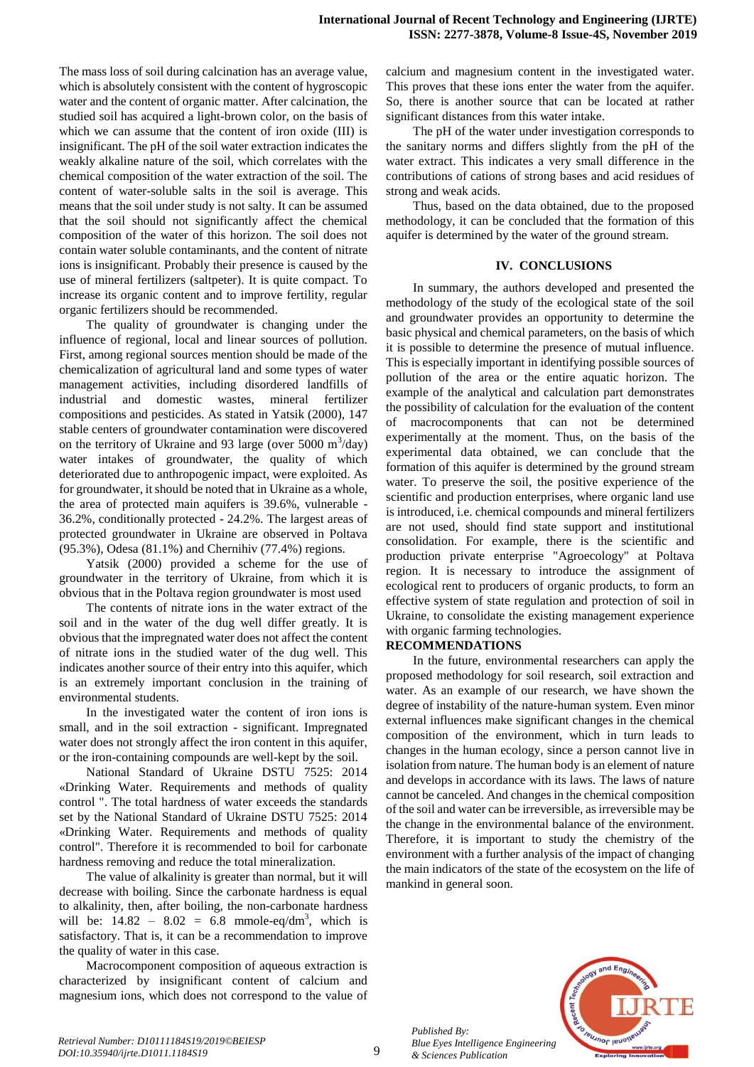The mass loss of soil during calcination has an average value, which is absolutely consistent with the content of hygroscopic water and the content of organic matter. After calcination, the studied soil has acquired a light-brown color, on the basis of which we can assume that the content of iron oxide (III) is insignificant. The pH of the soil water extraction indicates the weakly alkaline nature of the soil, which correlates with the chemical composition of the water extraction of the soil. The content of water-soluble salts in the soil is average. This means that the soil under study is not salty. It can be assumed that the soil should not significantly affect the chemical composition of the water of this horizon. The soil does not contain water soluble contaminants, and the content of nitrate ions is insignificant. Probably their presence is caused by the use of mineral fertilizers (saltpeter). It is quite compact. To increase its organic content and to improve fertility, regular organic fertilizers should be recommended.

The quality of groundwater is changing under the influence of regional, local and linear sources of pollution. First, among regional sources mention should be made of the chemicalization of agricultural land and some types of water management activities, including disordered landfills of industrial and domestic wastes, mineral fertilizer compositions and pesticides. As stated in Yatsik (2000), 147 stable centers of groundwater contamination were discovered on the territory of Ukraine and 93 large (over 5000 $m^3$/day) water intakes of groundwater, the quality of which deteriorated due to anthropogenic impact, were exploited. As for groundwater, it should be noted that in Ukraine as a whole, the area of protected main aquifers is 39.6%, vulnerable - 36.2%, conditionally protected - 24.2%. The largest areas of protected groundwater in Ukraine are observed in Poltava (95.3%), Odesa (81.1%) and Chernihiv (77.4%) regions.

Yatsik (2000) provided a scheme for the use of groundwater in the territory of Ukraine, from which it is obvious that in the Poltava region groundwater is most used

The contents of nitrate ions in the water extract of the soil and in the water of the dug well differ greatly. It is obvious that the impregnated water does not affect the content of nitrate ions in the studied water of the dug well. This indicates another source of their entry into this aquifer, which is an extremely important conclusion in the training of environmental students.

In the investigated water the content of iron ions is small, and in the soil extraction - significant. Impregnated water does not strongly affect the iron content in this aquifer, or the iron-containing compounds are well-kept by the soil.

National Standard of Ukraine DSTU 7525: 2014 «Drinking Water. Requirements and methods of quality control ". The total hardness of water exceeds the standards set by the National Standard of Ukraine DSTU 7525: 2014 «Drinking Water. Requirements and methods of quality control". Therefore it is recommended to boil for carbonate hardness removing and reduce the total mineralization.

The value of alkalinity is greater than normal, but it will decrease with boiling. Since the carbonate hardness is equal to alkalinity, then, after boiling, the non-carbonate hardness will be: $14.82 - 8.02 = 6.8$ mmole-eq/$dm^3$, which is satisfactory. That is, it can be a recommendation to improve the quality of water in this case.

Macrocomponent composition of aqueous extraction is characterized by insignificant content of calcium and magnesium ions, which does not correspond to the value of calcium and magnesium content in the investigated water. This proves that these ions enter the water from the aquifer. So, there is another source that can be located at rather significant distances from this water intake.

The pH of the water under investigation corresponds to the sanitary norms and differs slightly from the pH of the water extract. This indicates a very small difference in the contributions of cations of strong bases and acid residues of strong and weak acids.

Thus, based on the data obtained, due to the proposed methodology, it can be concluded that the formation of this aquifer is determined by the water of the ground stream.

## IV. CONCLUSIONS

In summary, the authors developed and presented the methodology of the study of the ecological state of the soil and groundwater provides an opportunity to determine the basic physical and chemical parameters, on the basis of which it is possible to determine the presence of mutual influence. This is especially important in identifying possible sources of pollution of the area or the entire aquatic horizon. The example of the analytical and calculation part demonstrates the possibility of calculation for the evaluation of the content of macrocomponents that can not be determined experimentally at the moment. Thus, on the basis of the experimental data obtained, we can conclude that the formation of this aquifer is determined by the ground stream water. To preserve the soil, the positive experience of the scientific and production enterprises, where organic land use is introduced, i.e. chemical compounds and mineral fertilizers are not used, should find state support and institutional consolidation. For example, there is the scientific and production private enterprise "Agroecology" at Poltava region. It is necessary to introduce the assignment of ecological rent to producers of organic products, to form an effective system of state regulation and protection of soil in Ukraine, to consolidate the existing management experience with organic farming technologies.

## RECOMMENDATIONS

In the future, environmental researchers can apply the proposed methodology for soil research, soil extraction and water. As an example of our research, we have shown the degree of instability of the nature-human system. Even minor external influences make significant changes in the chemical composition of the environment, which in turn leads to changes in the human ecology, since a person cannot live in isolation from nature. The human body is an element of nature and develops in accordance with its laws. The laws of nature cannot be canceled. And changes in the chemical composition of the soil and water can be irreversible, as irreversible may be the change in the environmental balance of the environment. Therefore, it is important to study the chemistry of the environment with a further analysis of the impact of changing the main indicators of the state of the ecosystem on the life of mankind in general soon.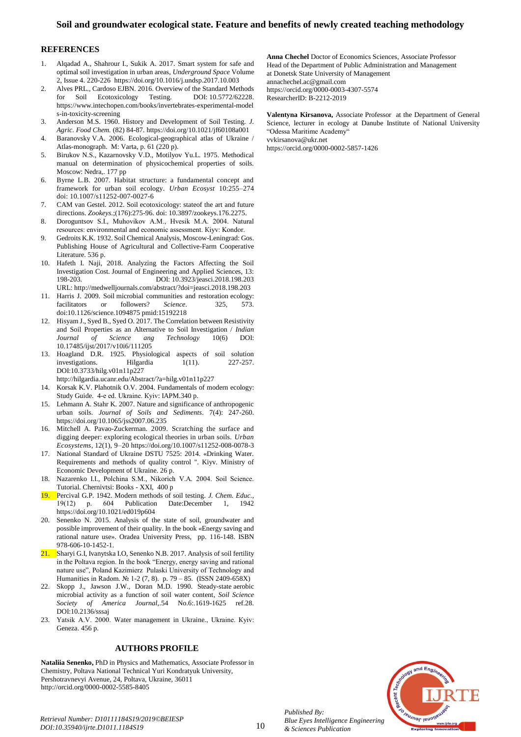## REFERENCES

1. Alqadad A., Shahrour I., Sukik A. 2017. Smart system for safe and optimal soil investigation in urban areas, *Underground Space* Volume 2, Issue 4. 220-226 https://doi.org/10.1016/j.undsp.2017.10.003
2. Alves PRL., Cardoso EJBN. 2016. Overview of the Standard Methods for Soil Ecotoxicology Testing. DOI: 10.5772/62228. https://www.intechopen.com/books/invertebrates-experimental-models-in-toxicity-screening
3. Anderson M.S. 1960. History and Development of Soil Testing. *J. Agric. Food Chem.* (82) 84-87. https://doi.org/10.1021/jf60108a001
4. Baranovsky V.A. 2006. Ecological-geographical atlas of Ukraine / Atlas-monograph. M: Varta, p. 61 (220 p).
5. Birukov N.S., Kazarnovsky V.D., Motilyov Yu.L. 1975. Methodical manual on determination of physicochemical properties of soils. Moscow: Nedra,. 177 pp
6. Byrne L.B. 2007. Habitat structure: a fundamental concept and framework for urban soil ecology. *Urban Ecosyst* 10:255–274 doi: 10.1007/s11252-007-0027-6
7. CAM van Gestel. 2012. Soil ecotoxicology: stateof the art and future directions. *Zookeys*.;(176):275-96. doi: 10.3897/zookeys.176.2275.
8. Doroguntsov S.I., Muhovikov A.M., Hvesik M.A. 2004. Natural resources: environmental and economic assessment. Kiyv: Kondor.
9. Gedroits K.K. 1932. Soil Chemical Analysis, Moscow-Leningrad: Gos. Publishing House of Agricultural and Collective-Farm Cooperative Literature. 536 p.
10. Hafeth I. Naji, 2018. Analyzing the Factors Affecting the Soil Investigation Cost. Journal of Engineering and Applied Sciences, 13: 198-203. DOI: 10.3923/jeasci.2018.198.203 URL: http://medwelljournals.com/abstract/?doi=jeasci.2018.198.203
11. Harris J. 2009. Soil microbial communities and restoration ecology: facilitators or followers? *Science*. 325, 573. doi:10.1126/science.1094875 pmid:15192218
12. Hisyam J., Syed B., Syed O. 2017. The Correlation between Resistivity and Soil Properties as an Alternative to Soil Investigation / *Indian Journal of Science ang Technology* 10(6) DOI: 10.17485/ijst/2017/v10i6/111205
13. Hoagland D.R. 1925. Physiological aspects of soil solution investigations. Hilgardia 1(11). 227-257. DOI:10.3733/hilg.v01n11p227 http://hilgardia.ucanr.edu/Abstract/?a=hilg.v01n11p227
14. Korsak K.V. Plahotnik O.V. 2004. Fundamentals of modern ecology: Study Guide. 4-e ed. Ukraine. Kyiv: IAPM.340 p.
15. Lehmann A. Stahr K. 2007. Nature and significance of anthropogenic urban soils. *Journal of Soils and Sediments*. 7(4): 247-260. https://doi.org/10.1065/jss2007.06.235
16. Mitchell A. Pavao-Zuckerman. 2009. Scratching the surface and digging deeper: exploring ecological theories in urban soils. *Urban Ecosystems*, 12(1), 9–20 https://doi.org/10.1007/s11252-008-0078-3
17. National Standard of Ukraine DSTU 7525: 2014. «Drinking Water. Requirements and methods of quality control ". Kiyv. Ministry of Economic Development of Ukraine. 26 p.
18. Nazarenko I.I., Polchina S.M., Nikorich V.A. 2004. Soil Science. Tutorial. Chernivtsi: Books - XXI, 400 p
19. Percival G.P. 1942. Modern methods of soil testing. *J. Chem. Educ.*, 19(12) p. 604 Publication Date:December 1, 1942 https://doi.org/10.1021/ed019p604
20. Senenko N. 2015. Analysis of the state of soil, groundwater and possible improvement of their quality. In the book «Energy saving and rational nature use». Oradea University Press, pp. 116-148. ISBN 978-606-10-1452-1.
21. Sharyi G.I, Ivanytska I.O, Senenko N.B. 2017. Analysis of soil fertility in the Poltava region. In the book "Energy, energy saving and rational nature use", Poland Kazimierz Pulaski University of Technology and Humanities in Radom. № 1-2 (7, 8). p. 79 – 85. (ISSN 2409-658X)
22. Skopp J., Jawson J.W., Doran M.D. 1990. Steady-state aerobic microbial activity as a function of soil water content, *Soil Science Society of America Journal*,.54 No.6:.1619-1625 ref.28. DOI:10.2136/sssaj
23. Yatsik A.V. 2000. Water management in Ukraine., Ukraine. Kyiv: Geneza. 456 p.

## AUTHORS PROFILE

**Nataliia Senenko,** PhD in Physics and Mathematics, Associate Professor in Chemistry, Poltava National Technical Yuri Kondratyuk University, Pershotravnevyi Avenue, 24, Poltava, Ukraine, 36011
http://orcid.org/0000-0002-5585-8405

**Anna Chechel** Doctor of Economics Sciences, Associate Professor
Head of the Department of Public Administration and Management at Donetsk State University of Management
annachechel.ac@gmail.com
https://orcid.org/0000-0003-4307-5574
ResearcherID: B-2212-2019

**Valentyna Kirsanova,** Associate Professor at the Department of General Science, lecturer in ecology at Danube Institute of National University "Odessa Maritime Academy"
vvkirsanova@ukr.net
https://orcid.org/0000-0002-5857-1426